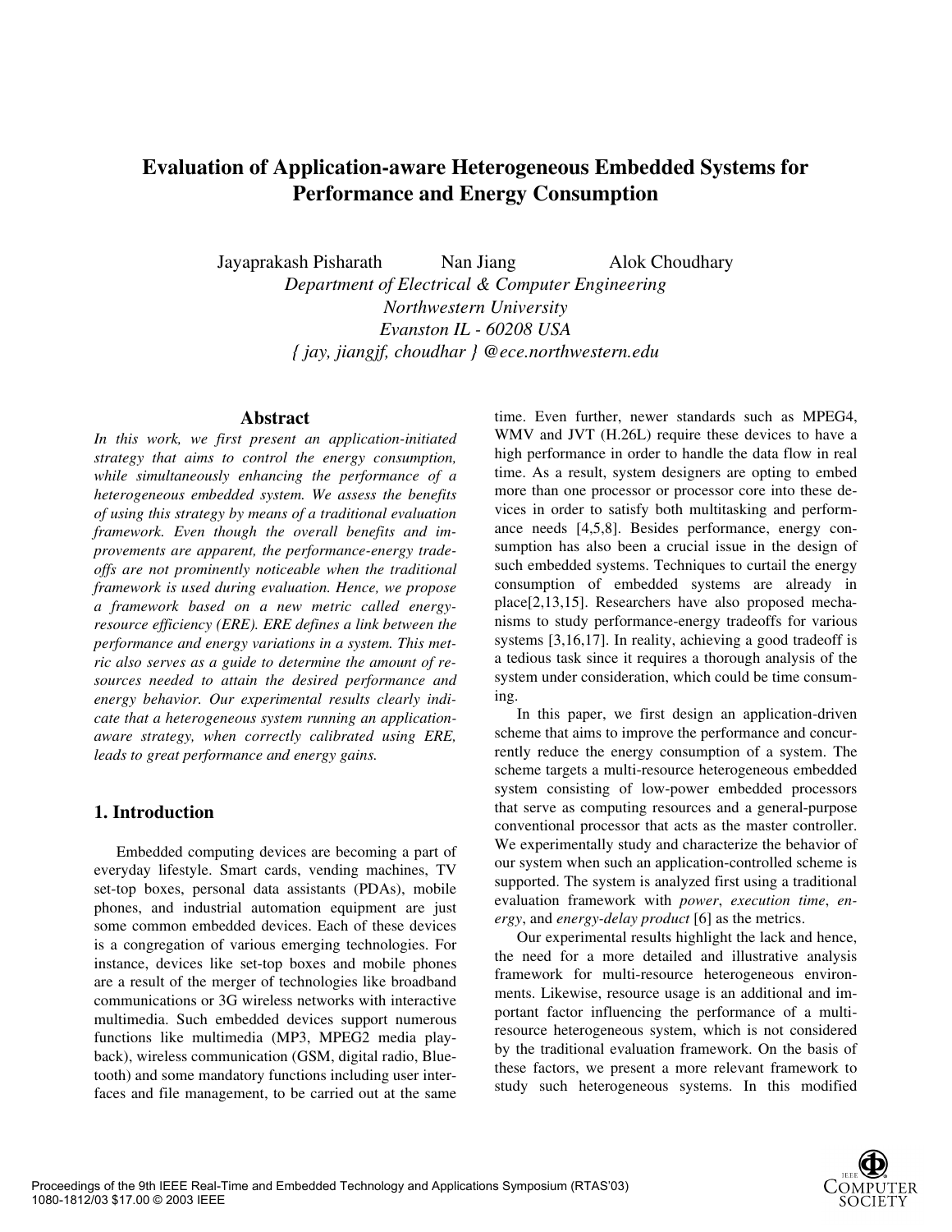# Evaluation of Application-aware Heterogeneous Embedded Systems for Performance and Energy Consumption

Jayaprakash Pisharath Nan Jiang Alok Choudhary

*Department of Electrical & Computer Engineering*
*Northwestern University*
*Evanston IL - 60208 USA*
*{ jay, jiangjf, choudhar } @ece.northwestern.edu*

## Abstract

*In this work, we first present an application-initiated strategy that aims to control the energy consumption, while simultaneously enhancing the performance of a heterogeneous embedded system. We assess the benefits of using this strategy by means of a traditional evaluation framework. Even though the overall benefits and improvements are apparent, the performance-energy trade-offs are not prominently noticeable when the traditional framework is used during evaluation. Hence, we propose a framework based on a new metric called energy-resource efficiency (ERE). ERE defines a link between the performance and energy variations in a system. This metric also serves as a guide to determine the amount of resources needed to attain the desired performance and energy behavior. Our experimental results clearly indicate that a heterogeneous system running an application-aware strategy, when correctly calibrated using ERE, leads to great performance and energy gains.*

## 1. Introduction

Embedded computing devices are becoming a part of everyday lifestyle. Smart cards, vending machines, TV set-top boxes, personal data assistants (PDAs), mobile phones, and industrial automation equipment are just some common embedded devices. Each of these devices is a congregation of various emerging technologies. For instance, devices like set-top boxes and mobile phones are a result of the merger of technologies like broadband communications or 3G wireless networks with interactive multimedia. Such embedded devices support numerous functions like multimedia (MP3, MPEG2 media playback), wireless communication (GSM, digital radio, Bluetooth) and some mandatory functions including user interfaces and file management, to be carried out at the same time. Even further, newer standards such as MPEG4, WMV and JVT (H.26L) require these devices to have a high performance in order to handle the data flow in real time. As a result, system designers are opting to embed more than one processor or processor core into these devices in order to satisfy both multitasking and performance needs [4,5,8]. Besides performance, energy consumption has also been a crucial issue in the design of such embedded systems. Techniques to curtail the energy consumption of embedded systems are already in place[2,13,15]. Researchers have also proposed mechanisms to study performance-energy tradeoffs for various systems [3,16,17]. In reality, achieving a good tradeoff is a tedious task since it requires a thorough analysis of the system under consideration, which could be time consuming.

In this paper, we first design an application-driven scheme that aims to improve the performance and concurrently reduce the energy consumption of a system. The scheme targets a multi-resource heterogeneous embedded system consisting of low-power embedded processors that serve as computing resources and a general-purpose conventional processor that acts as the master controller. We experimentally study and characterize the behavior of our system when such an application-controlled scheme is supported. The system is analyzed first using a traditional evaluation framework with *power*, *execution time*, *energy*, and *energy-delay product* [6] as the metrics.

Our experimental results highlight the lack and hence, the need for a more detailed and illustrative analysis framework for multi-resource heterogeneous environments. Likewise, resource usage is an additional and important factor influencing the performance of a multi-resource heterogeneous system, which is not considered by the traditional evaluation framework. On the basis of these factors, we present a more relevant framework to study such heterogeneous systems. In this modified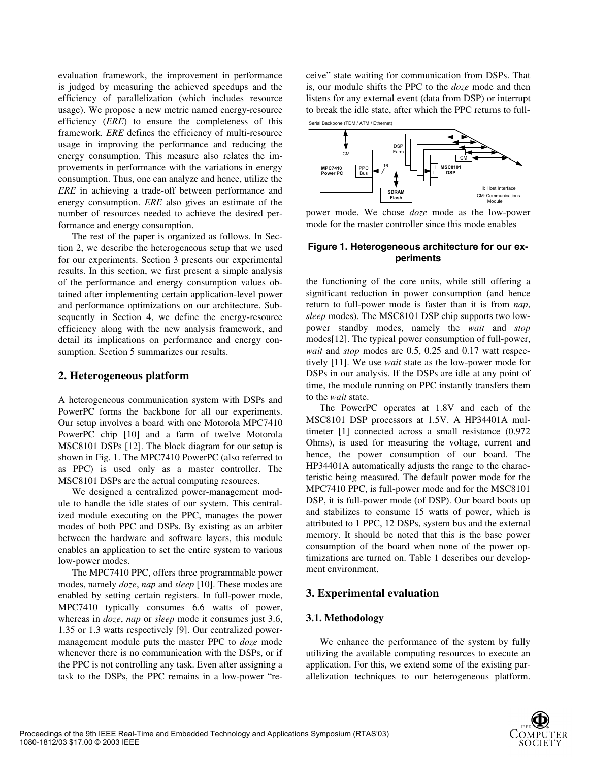evaluation framework, the improvement in performance is judged by measuring the achieved speedups and the efficiency of parallelization (which includes resource usage). We propose a new metric named energy-resource efficiency (*ERE*) to ensure the completeness of this framework. *ERE* defines the efficiency of multi-resource usage in improving the performance and reducing the energy consumption. This measure also relates the improvements in performance with the variations in energy consumption. Thus, one can analyze and hence, utilize the *ERE* in achieving a trade-off between performance and energy consumption. *ERE* also gives an estimate of the number of resources needed to achieve the desired performance and energy consumption.

The rest of the paper is organized as follows. In Section 2, we describe the heterogeneous setup that we used for our experiments. Section 3 presents our experimental results. In this section, we first present a simple analysis of the performance and energy consumption values obtained after implementing certain application-level power and performance optimizations on our architecture. Subsequently in Section 4, we define the energy-resource efficiency along with the new analysis framework, and detail its implications on performance and energy consumption. Section 5 summarizes our results.

## 2. Heterogeneous platform

A heterogeneous communication system with DSPs and PowerPC forms the backbone for all our experiments. Our setup involves a board with one Motorola MPC7410 PowerPC chip [10] and a farm of twelve Motorola MSC8101 DSPs [12]. The block diagram for our setup is shown in Fig. 1. The MPC7410 PowerPC (also referred to as PPC) is used only as a master controller. The MSC8101 DSPs are the actual computing resources.

We designed a centralized power-management module to handle the idle states of our system. This centralized module executing on the PPC, manages the power modes of both PPC and DSPs. By existing as an arbiter between the hardware and software layers, this module enables an application to set the entire system to various low-power modes.

The MPC7410 PPC, offers three programmable power modes, namely *doze*, *nap* and *sleep* [10]. These modes are enabled by setting certain registers. In full-power mode, MPC7410 typically consumes 6.6 watts of power, whereas in *doze*, *nap* or *sleep* mode it consumes just 3.6, 1.35 or 1.3 watts respectively [9]. Our centralized power-management module puts the master PPC to *doze* mode whenever there is no communication with the DSPs, or if the PPC is not controlling any task. Even after assigning a task to the DSPs, the PPC remains in a low-power "receive" state waiting for communication from DSPs. That is, our module shifts the PPC to the *doze* mode and then listens for any external event (data from DSP) or interrupt to break the idle state, after which the PPC returns to full-power mode. We chose *doze* mode as the low-power mode for the master controller since this mode enables the functioning of the core units, while still offering a significant reduction in power consumption (and hence return to full-power mode is faster than it is from *nap*, *sleep* modes). The MSC8101 DSP chip supports two low-power standby modes, namely the *wait* and *stop* modes[12]. The typical power consumption of full-power, *wait* and *stop* modes are 0.5, 0.25 and 0.17 watt respectively [11]. We use *wait* state as the low-power mode for DSPs in our analysis. If the DSPs are idle at any point of time, the module running on PPC instantly transfers them to the *wait* state.

Serial Backbone (TDM / ATM / Ethernet) — CM — MPC7410 Power PC — PPC Bus — 16 — SDRAM Flash — DSP Farm — CM — H I — MSC8101 DSP — HI: Host Interface — CM: Communications Module

**Figure 1. Heterogeneous architecture for our experiments**

The PowerPC operates at 1.8V and each of the MSC8101 DSP processors at 1.5V. A HP34401A multimeter [1] connected across a small resistance (0.972 Ohms), is used for measuring the voltage, current and hence, the power consumption of our board. The HP34401A automatically adjusts the range to the characteristic being measured. The default power mode for the MPC7410 PPC, is full-power mode and for the MSC8101 DSP, it is full-power mode (of DSP). Our board boots up and stabilizes to consume 15 watts of power, which is attributed to 1 PPC, 12 DSPs, system bus and the external memory. It should be noted that this is the base power consumption of the board when none of the power optimizations are turned on. Table 1 describes our development environment.

## 3. Experimental evaluation

### 3.1. Methodology

We enhance the performance of the system by fully utilizing the available computing resources to execute an application. For this, we extend some of the existing parallelization techniques to our heterogeneous platform.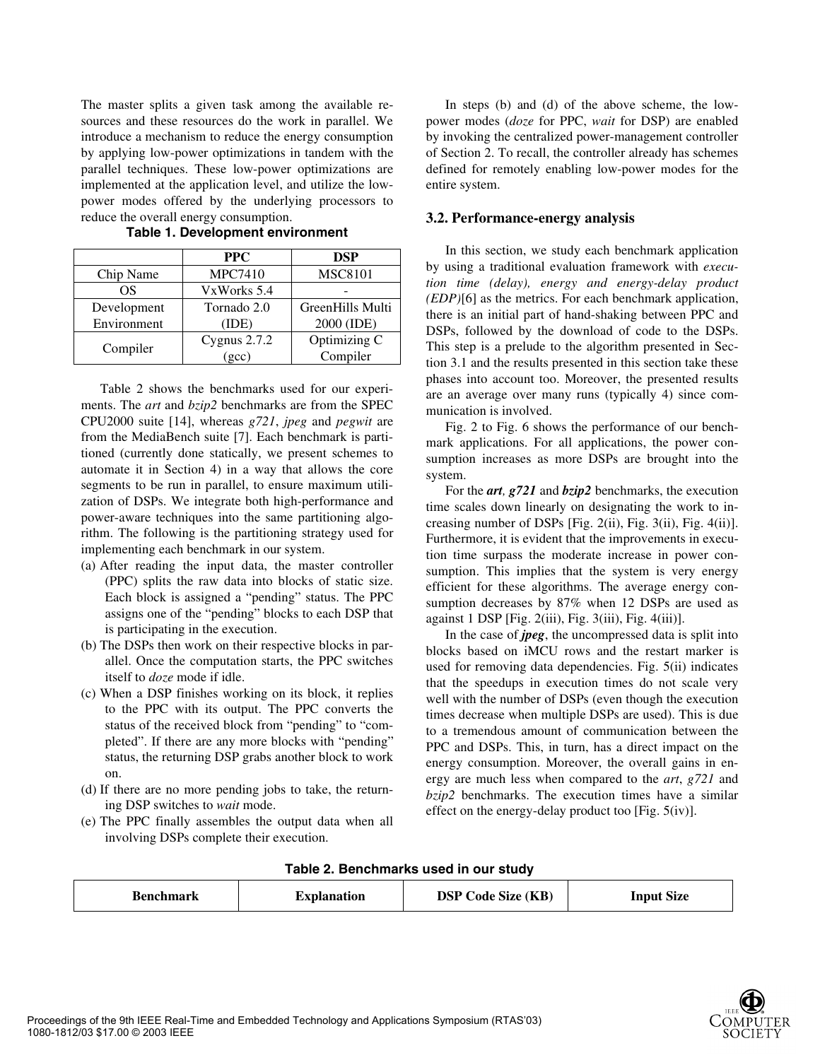The master splits a given task among the available resources and these resources do the work in parallel. We introduce a mechanism to reduce the energy consumption by applying low-power optimizations in tandem with the parallel techniques. These low-power optimizations are implemented at the application level, and utilize the low-power modes offered by the underlying processors to reduce the overall energy consumption.

**Table 1. Development environment**

| | PPC | DSP |
|---|---|---|
| Chip Name | MPC7410 | MSC8101 |
| OS | VxWorks 5.4 | - |
| Development Environment | Tornado 2.0 (IDE) | GreenHills Multi 2000 (IDE) |
| Compiler | Cygnus 2.7.2 (gcc) | Optimizing C Compiler |

Table 2 shows the benchmarks used for our experiments. The *art* and *bzip2* benchmarks are from the SPEC CPU2000 suite [14], whereas *g721*, *jpeg* and *pegwit* are from the MediaBench suite [7]. Each benchmark is partitioned (currently done statically, we present schemes to automate it in Section 4) in a way that allows the core segments to be run in parallel, to ensure maximum utilization of DSPs. We integrate both high-performance and power-aware techniques into the same partitioning algorithm. The following is the partitioning strategy used for implementing each benchmark in our system.

(a) After reading the input data, the master controller (PPC) splits the raw data into blocks of static size. Each block is assigned a "pending" status. The PPC assigns one of the "pending" blocks to each DSP that is participating in the execution.

(b) The DSPs then work on their respective blocks in parallel. Once the computation starts, the PPC switches itself to *doze* mode if idle.

(c) When a DSP finishes working on its block, it replies to the PPC with its output. The PPC converts the status of the received block from "pending" to "completed". If there are any more blocks with "pending" status, the returning DSP grabs another block to work on.

(d) If there are no more pending jobs to take, the returning DSP switches to *wait* mode.

(e) The PPC finally assembles the output data when all involving DSPs complete their execution.

In steps (b) and (d) of the above scheme, the low-power modes (*doze* for PPC, *wait* for DSP) are enabled by invoking the centralized power-management controller of Section 2. To recall, the controller already has schemes defined for remotely enabling low-power modes for the entire system.

### 3.2. Performance-energy analysis

In this section, we study each benchmark application by using a traditional evaluation framework with *execution time (delay), energy and energy-delay product (EDP)*[6] as the metrics. For each benchmark application, there is an initial part of hand-shaking between PPC and DSPs, followed by the download of code to the DSPs. This step is a prelude to the algorithm presented in Section 3.1 and the results presented in this section take these phases into account too. Moreover, the presented results are an average over many runs (typically 4) since communication is involved.

Fig. 2 to Fig. 6 shows the performance of our benchmark applications. For all applications, the power consumption increases as more DSPs are brought into the system.

For the ***art***, ***g721*** and ***bzip2*** benchmarks, the execution time scales down linearly on designating the work to increasing number of DSPs [Fig. 2(ii), Fig. 3(ii), Fig. 4(ii)]. Furthermore, it is evident that the improvements in execution time surpass the moderate increase in power consumption. This implies that the system is very energy efficient for these algorithms. The average energy consumption decreases by 87% when 12 DSPs are used as against 1 DSP [Fig. 2(iii), Fig. 3(iii), Fig. 4(iii)].

In the case of ***jpeg***, the uncompressed data is split into blocks based on iMCU rows and the restart marker is used for removing data dependencies. Fig. 5(ii) indicates that the speedups in execution times do not scale very well with the number of DSPs (even though the execution times decrease when multiple DSPs are used). This is due to a tremendous amount of communication between the PPC and DSPs. This, in turn, has a direct impact on the energy consumption. Moreover, the overall gains in energy are much less when compared to the *art*, *g721* and *bzip2* benchmarks. The execution times have a similar effect on the energy-delay product too [Fig. 5(iv)].

**Table 2. Benchmarks used in our study**

| Benchmark | Explanation | DSP Code Size (KB) | Input Size |
|---|---|---|---|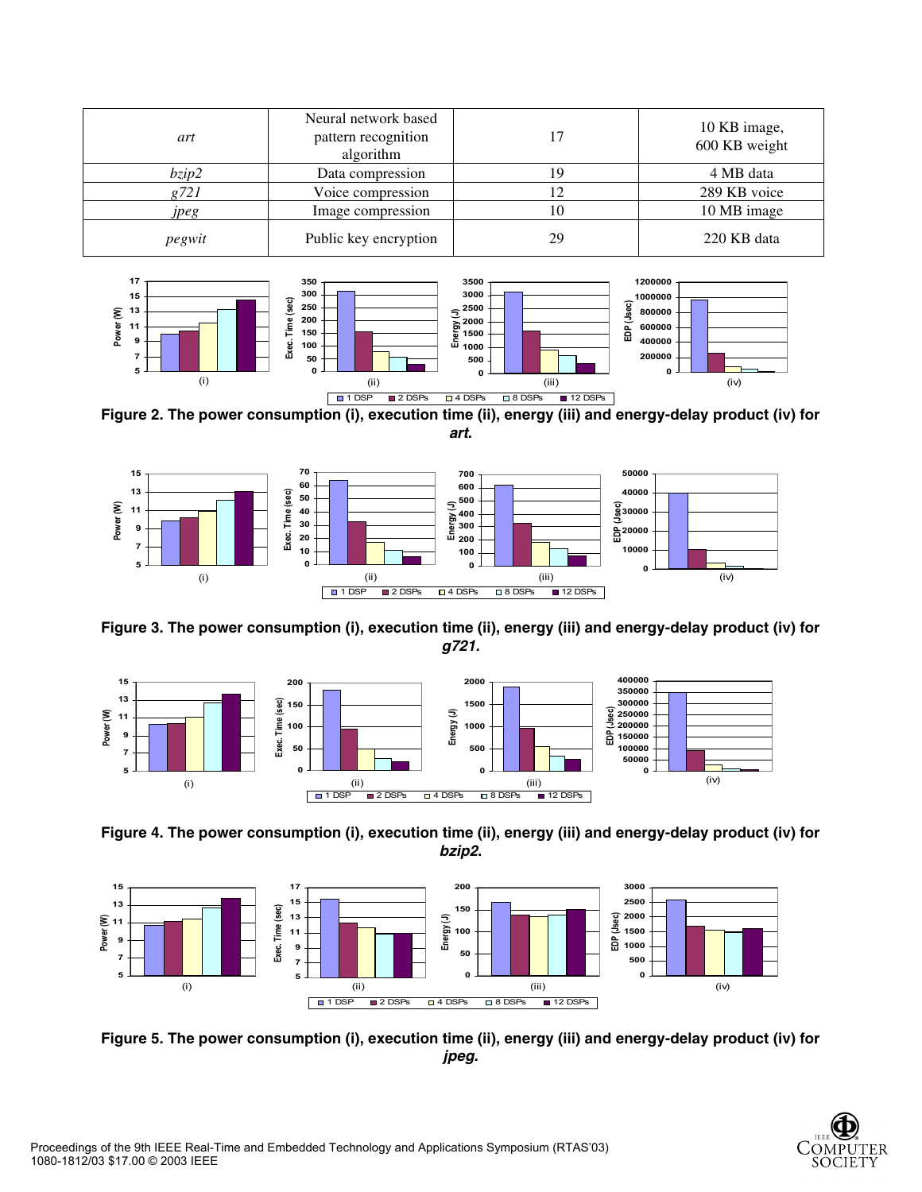| | | | |
|---|---|---|---|
| *art* | Neural network based pattern recognition algorithm | 17 | 10 KB image, 600 KB weight |
| *bzip2* | Data compression | 19 | 4 MB data |
| *g721* | Voice compression | 12 | 289 KB voice |
| *jpeg* | Image compression | 10 | 10 MB image |
| *pegwit* | Public key encryption | 29 | 220 KB data |

**Figure 2. The power consumption (i), execution time (ii), energy (iii) and energy-delay product (iv) for *art*.**

**Figure 3. The power consumption (i), execution time (ii), energy (iii) and energy-delay product (iv) for *g721*.**

**Figure 4. The power consumption (i), execution time (ii), energy (iii) and energy-delay product (iv) for *bzip2*.**

**Figure 5. The power consumption (i), execution time (ii), energy (iii) and energy-delay product (iv) for *jpeg*.**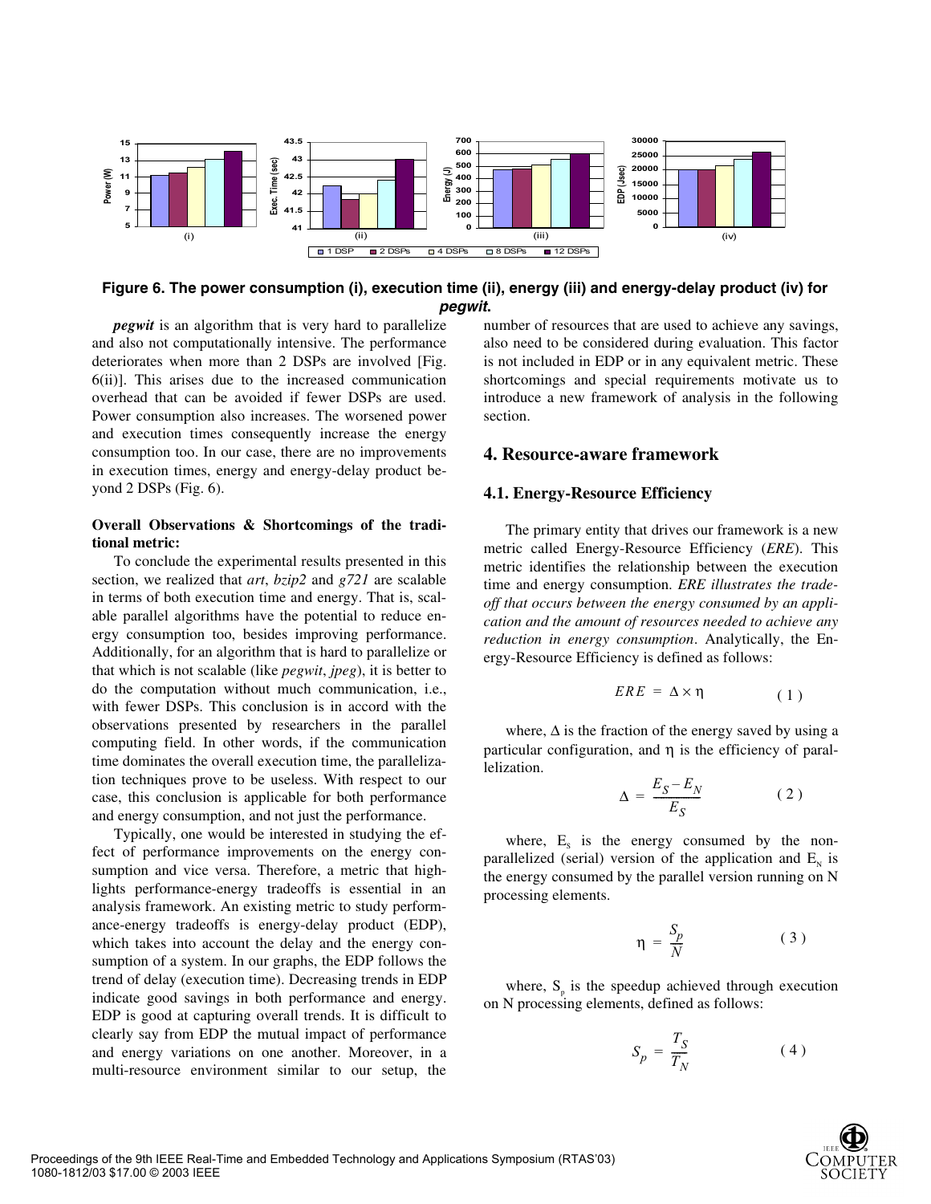**Figure 6. The power consumption (i), execution time (ii), energy (iii) and energy-delay product (iv) for *pegwit*.**

***pegwit*** is an algorithm that is very hard to parallelize and also not computationally intensive. The performance deteriorates when more than 2 DSPs are involved [Fig. 6(ii)]. This arises due to the increased communication overhead that can be avoided if fewer DSPs are used. Power consumption also increases. The worsened power and execution times consequently increase the energy consumption too. In our case, there are no improvements in execution times, energy and energy-delay product beyond 2 DSPs (Fig. 6).

**Overall Observations & Shortcomings of the traditional metric:**

To conclude the experimental results presented in this section, we realized that *art*, *bzip2* and *g721* are scalable in terms of both execution time and energy. That is, scalable parallel algorithms have the potential to reduce energy consumption too, besides improving performance. Additionally, for an algorithm that is hard to parallelize or that which is not scalable (like *pegwit*, *jpeg*), it is better to do the computation without much communication, i.e., with fewer DSPs. This conclusion is in accord with the observations presented by researchers in the parallel computing field. In other words, if the communication time dominates the overall execution time, the parallelization techniques prove to be useless. With respect to our case, this conclusion is applicable for both performance and energy consumption, and not just the performance.

Typically, one would be interested in studying the effect of performance improvements on the energy consumption and vice versa. Therefore, a metric that highlights performance-energy tradeoffs is essential in an analysis framework. An existing metric to study performance-energy tradeoffs is energy-delay product (EDP), which takes into account the delay and the energy consumption of a system. In our graphs, the EDP follows the trend of delay (execution time). Decreasing trends in EDP indicate good savings in both performance and energy. EDP is good at capturing overall trends. It is difficult to clearly say from EDP the mutual impact of performance and energy variations on one another. Moreover, in a multi-resource environment similar to our setup, the number of resources that are used to achieve any savings, also need to be considered during evaluation. This factor is not included in EDP or in any equivalent metric. These shortcomings and special requirements motivate us to introduce a new framework of analysis in the following section.

## 4. Resource-aware framework

### 4.1. Energy-Resource Efficiency

The primary entity that drives our framework is a new metric called Energy-Resource Efficiency (*ERE*). This metric identifies the relationship between the execution time and energy consumption. *ERE illustrates the trade-off that occurs between the energy consumed by an application and the amount of resources needed to achieve any reduction in energy consumption*. Analytically, the Energy-Resource Efficiency is defined as follows:

$$ERE = \Delta \times \eta \qquad (1)$$

where, $\Delta$ is the fraction of the energy saved by using a particular configuration, and $\eta$ is the efficiency of parallelization.

$$\Delta = \frac{E_S - E_N}{E_S} \qquad (2)$$

where, $E_S$ is the energy consumed by the non-parallelized (serial) version of the application and $E_N$ is the energy consumed by the parallel version running on N processing elements.

$$\eta = \frac{S_p}{N} \qquad (3)$$

where, $S_p$ is the speedup achieved through execution on N processing elements, defined as follows:

$$S_p = \frac{T_S}{T_N} \qquad (4)$$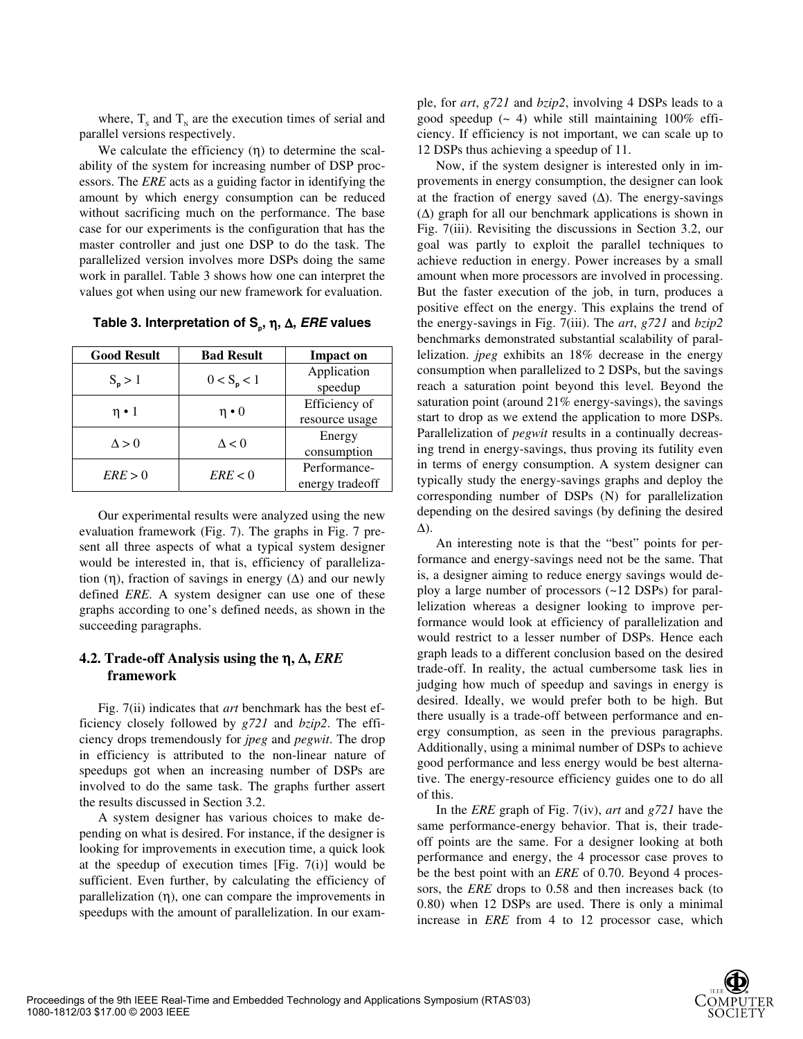where, $T_s$ and $T_N$ are the execution times of serial and parallel versions respectively.

We calculate the efficiency ($\eta$) to determine the scalability of the system for increasing number of DSP processors. The *ERE* acts as a guiding factor in identifying the amount by which energy consumption can be reduced without sacrificing much on the performance. The base case for our experiments is the configuration that has the master controller and just one DSP to do the task. The parallelized version involves more DSPs doing the same work in parallel. Table 3 shows how one can interpret the values got when using our new framework for evaluation.

**Table 3. Interpretation of $S_p$, $\eta$, $\Delta$, *ERE* values**

| Good Result | Bad Result | Impact on |
|---|---|---|
| $S_p > 1$ | $0 < S_p < 1$ | Application speedup |
| $\eta \bullet 1$ | $\eta \bullet 0$ | Efficiency of resource usage |
| $\Delta > 0$ | $\Delta < 0$ | Energy consumption |
| $ERE > 0$ | $ERE < 0$ | Performance-energy tradeoff |

Our experimental results were analyzed using the new evaluation framework (Fig. 7). The graphs in Fig. 7 present all three aspects of what a typical system designer would be interested in, that is, efficiency of parallelization ($\eta$), fraction of savings in energy ($\Delta$) and our newly defined *ERE*. A system designer can use one of these graphs according to one's defined needs, as shown in the succeeding paragraphs.

### 4.2. Trade-off Analysis using the $\eta$, $\Delta$, *ERE* framework

Fig. 7(ii) indicates that *art* benchmark has the best efficiency closely followed by *g721* and *bzip2*. The efficiency drops tremendously for *jpeg* and *pegwit*. The drop in efficiency is attributed to the non-linear nature of speedups got when an increasing number of DSPs are involved to do the same task. The graphs further assert the results discussed in Section 3.2.

A system designer has various choices to make depending on what is desired. For instance, if the designer is looking for improvements in execution time, a quick look at the speedup of execution times [Fig. 7(i)] would be sufficient. Even further, by calculating the efficiency of parallelization ($\eta$), one can compare the improvements in speedups with the amount of parallelization. In our example, for *art*, *g721* and *bzip2*, involving 4 DSPs leads to a good speedup (~ 4) while still maintaining 100% efficiency. If efficiency is not important, we can scale up to 12 DSPs thus achieving a speedup of 11.

Now, if the system designer is interested only in improvements in energy consumption, the designer can look at the fraction of energy saved ($\Delta$). The energy-savings ($\Delta$) graph for all our benchmark applications is shown in Fig. 7(iii). Revisiting the discussions in Section 3.2, our goal was partly to exploit the parallel techniques to achieve reduction in energy. Power increases by a small amount when more processors are involved in processing. But the faster execution of the job, in turn, produces a positive effect on the energy. This explains the trend of the energy-savings in Fig. 7(iii). The *art*, *g721* and *bzip2* benchmarks demonstrated substantial scalability of parallelization. *jpeg* exhibits an 18% decrease in the energy consumption when parallelized to 2 DSPs, but the savings reach a saturation point beyond this level. Beyond the saturation point (around 21% energy-savings), the savings start to drop as we extend the application to more DSPs. Parallelization of *pegwit* results in a continually decreasing trend in energy-savings, thus proving its futility even in terms of energy consumption. A system designer can typically study the energy-savings graphs and deploy the corresponding number of DSPs (N) for parallelization depending on the desired savings (by defining the desired $\Delta$).

An interesting note is that the "best" points for performance and energy-savings need not be the same. That is, a designer aiming to reduce energy savings would deploy a large number of processors (~12 DSPs) for parallelization whereas a designer looking to improve performance would look at efficiency of parallelization and would restrict to a lesser number of DSPs. Hence each graph leads to a different conclusion based on the desired trade-off. In reality, the actual cumbersome task lies in judging how much of speedup and savings in energy is desired. Ideally, we would prefer both to be high. But there usually is a trade-off between performance and energy consumption, as seen in the previous paragraphs. Additionally, using a minimal number of DSPs to achieve good performance and less energy would be best alternative. The energy-resource efficiency guides one to do all of this.

In the *ERE* graph of Fig. 7(iv), *art* and *g721* have the same performance-energy behavior. That is, their trade-off points are the same. For a designer looking at both performance and energy, the 4 processor case proves to be the best point with an *ERE* of 0.70. Beyond 4 processors, the *ERE* drops to 0.58 and then increases back (to 0.80) when 12 DSPs are used. There is only a minimal increase in *ERE* from 4 to 12 processor case, which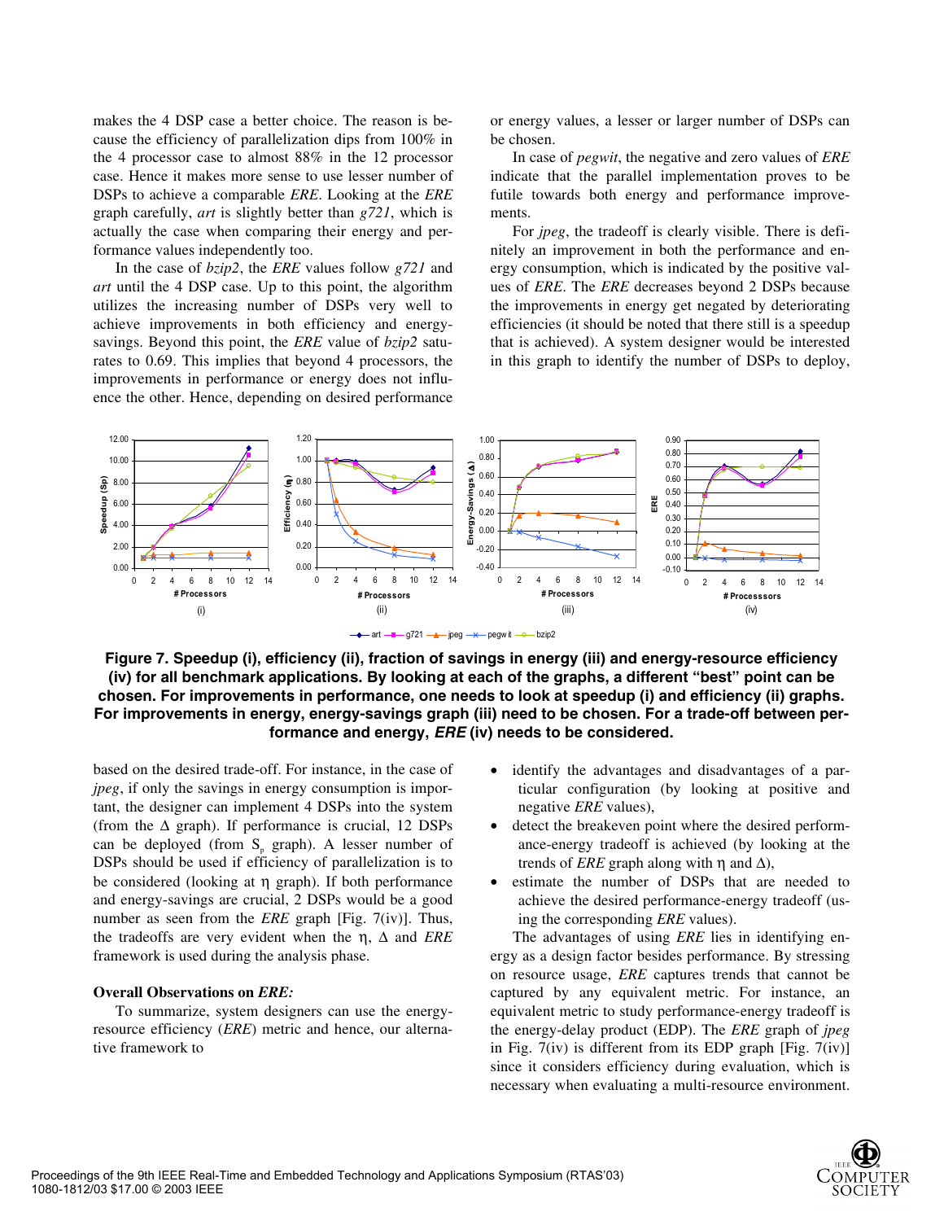makes the 4 DSP case a better choice. The reason is because the efficiency of parallelization dips from 100% in the 4 processor case to almost 88% in the 12 processor case. Hence it makes more sense to use lesser number of DSPs to achieve a comparable *ERE*. Looking at the *ERE* graph carefully, *art* is slightly better than *g721*, which is actually the case when comparing their energy and performance values independently too.

In the case of *bzip2*, the *ERE* values follow *g721* and *art* until the 4 DSP case. Up to this point, the algorithm utilizes the increasing number of DSPs very well to achieve improvements in both efficiency and energy-savings. Beyond this point, the *ERE* value of *bzip2* saturates to 0.69. This implies that beyond 4 processors, the improvements in performance or energy does not influence the other. Hence, depending on desired performance or energy values, a lesser or larger number of DSPs can be chosen.

In case of *pegwit*, the negative and zero values of *ERE* indicate that the parallel implementation proves to be futile towards both energy and performance improvements.

For *jpeg*, the tradeoff is clearly visible. There is definitely an improvement in both the performance and energy consumption, which is indicated by the positive values of *ERE*. The *ERE* decreases beyond 2 DSPs because the improvements in energy get negated by deteriorating efficiencies (it should be noted that there still is a speedup that is achieved). A system designer would be interested in this graph to identify the number of DSPs to deploy, based on the desired trade-off. For instance, in the case of *jpeg*, if only the savings in energy consumption is important, the designer can implement 4 DSPs into the system (from the $\Delta$ graph). If performance is crucial, 12 DSPs can be deployed (from $S_p$ graph). A lesser number of DSPs should be used if efficiency of parallelization is to be considered (looking at $\eta$ graph). If both performance and energy-savings are crucial, 2 DSPs would be a good number as seen from the *ERE* graph [Fig. 7(iv)]. Thus, the tradeoffs are very evident when the $\eta$, $\Delta$ and *ERE* framework is used during the analysis phase.

**Figure 7. Speedup (i), efficiency (ii), fraction of savings in energy (iii) and energy-resource efficiency (iv) for all benchmark applications. By looking at each of the graphs, a different "best" point can be chosen. For improvements in performance, one needs to look at speedup (i) and efficiency (ii) graphs. For improvements in energy, energy-savings graph (iii) need to be chosen. For a trade-off between performance and energy, *ERE* (iv) needs to be considered.**

**Overall Observations on *ERE:***

To summarize, system designers can use the energy-resource efficiency (*ERE*) metric and hence, our alternative framework to

- identify the advantages and disadvantages of a particular configuration (by looking at positive and negative *ERE* values),
- detect the breakeven point where the desired performance-energy tradeoff is achieved (by looking at the trends of *ERE* graph along with $\eta$ and $\Delta$),
- estimate the number of DSPs that are needed to achieve the desired performance-energy tradeoff (using the corresponding *ERE* values).

The advantages of using *ERE* lies in identifying energy as a design factor besides performance. By stressing on resource usage, *ERE* captures trends that cannot be captured by any equivalent metric. For instance, an equivalent metric to study performance-energy tradeoff is the energy-delay product (EDP). The *ERE* graph of *jpeg* in Fig. 7(iv) is different from its EDP graph [Fig. 7(iv)] since it considers efficiency during evaluation, which is necessary when evaluating a multi-resource environment.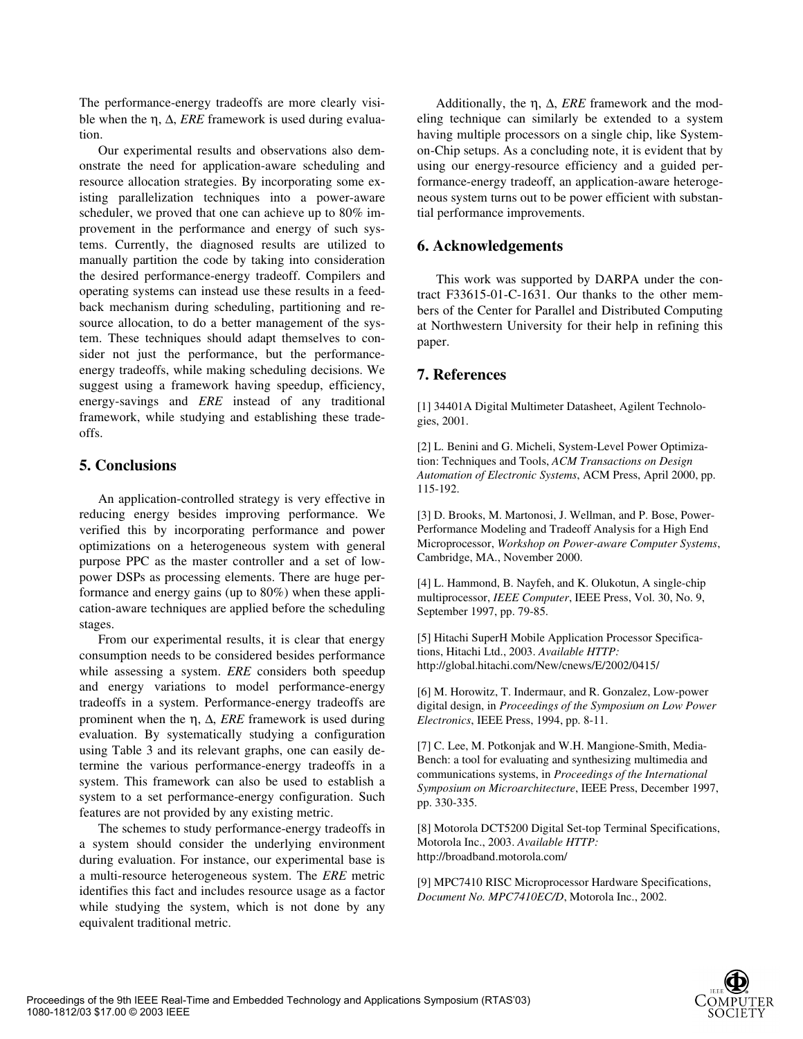The performance-energy tradeoffs are more clearly visible when the $\eta$, $\Delta$, *ERE* framework is used during evaluation.

Our experimental results and observations also demonstrate the need for application-aware scheduling and resource allocation strategies. By incorporating some existing parallelization techniques into a power-aware scheduler, we proved that one can achieve up to 80% improvement in the performance and energy of such systems. Currently, the diagnosed results are utilized to manually partition the code by taking into consideration the desired performance-energy tradeoff. Compilers and operating systems can instead use these results in a feedback mechanism during scheduling, partitioning and resource allocation, to do a better management of the system. These techniques should adapt themselves to consider not just the performance, but the performance-energy tradeoffs, while making scheduling decisions. We suggest using a framework having speedup, efficiency, energy-savings and *ERE* instead of any traditional framework, while studying and establishing these tradeoffs.

## 5. Conclusions

An application-controlled strategy is very effective in reducing energy besides improving performance. We verified this by incorporating performance and power optimizations on a heterogeneous system with general purpose PPC as the master controller and a set of low-power DSPs as processing elements. There are huge performance and energy gains (up to 80%) when these application-aware techniques are applied before the scheduling stages.

From our experimental results, it is clear that energy consumption needs to be considered besides performance while assessing a system. *ERE* considers both speedup and energy variations to model performance-energy tradeoffs in a system. Performance-energy tradeoffs are prominent when the $\eta$, $\Delta$, *ERE* framework is used during evaluation. By systematically studying a configuration using Table 3 and its relevant graphs, one can easily determine the various performance-energy tradeoffs in a system. This framework can also be used to establish a system to a set performance-energy configuration. Such features are not provided by any existing metric.

The schemes to study performance-energy tradeoffs in a system should consider the underlying environment during evaluation. For instance, our experimental base is a multi-resource heterogeneous system. The *ERE* metric identifies this fact and includes resource usage as a factor while studying the system, which is not done by any equivalent traditional metric.

Additionally, the $\eta$, $\Delta$, *ERE* framework and the modeling technique can similarly be extended to a system having multiple processors on a single chip, like System-on-Chip setups. As a concluding note, it is evident that by using our energy-resource efficiency and a guided performance-energy tradeoff, an application-aware heterogeneous system turns out to be power efficient with substantial performance improvements.

## 6. Acknowledgements

This work was supported by DARPA under the contract F33615-01-C-1631. Our thanks to the other members of the Center for Parallel and Distributed Computing at Northwestern University for their help in refining this paper.

## 7. References

[1] 34401A Digital Multimeter Datasheet, Agilent Technologies, 2001.

[2] L. Benini and G. Micheli, System-Level Power Optimization: Techniques and Tools, *ACM Transactions on Design Automation of Electronic Systems*, ACM Press, April 2000, pp. 115-192.

[3] D. Brooks, M. Martonosi, J. Wellman, and P. Bose, Power-Performance Modeling and Tradeoff Analysis for a High End Microprocessor, *Workshop on Power-aware Computer Systems*, Cambridge, MA., November 2000.

[4] L. Hammond, B. Nayfeh, and K. Olukotun, A single-chip multiprocessor, *IEEE Computer*, IEEE Press, Vol. 30, No. 9, September 1997, pp. 79-85.

[5] Hitachi SuperH Mobile Application Processor Specifications, Hitachi Ltd., 2003. *Available HTTP:* http://global.hitachi.com/New/cnews/E/2002/0415/

[6] M. Horowitz, T. Indermaur, and R. Gonzalez, Low-power digital design, in *Proceedings of the Symposium on Low Power Electronics*, IEEE Press, 1994, pp. 8-11.

[7] C. Lee, M. Potkonjak and W.H. Mangione-Smith, MediaBench: a tool for evaluating and synthesizing multimedia and communications systems, in *Proceedings of the International Symposium on Microarchitecture*, IEEE Press, December 1997, pp. 330-335.

[8] Motorola DCT5200 Digital Set-top Terminal Specifications, Motorola Inc., 2003. *Available HTTP:* http://broadband.motorola.com/

[9] MPC7410 RISC Microprocessor Hardware Specifications, *Document No. MPC7410EC/D*, Motorola Inc., 2002.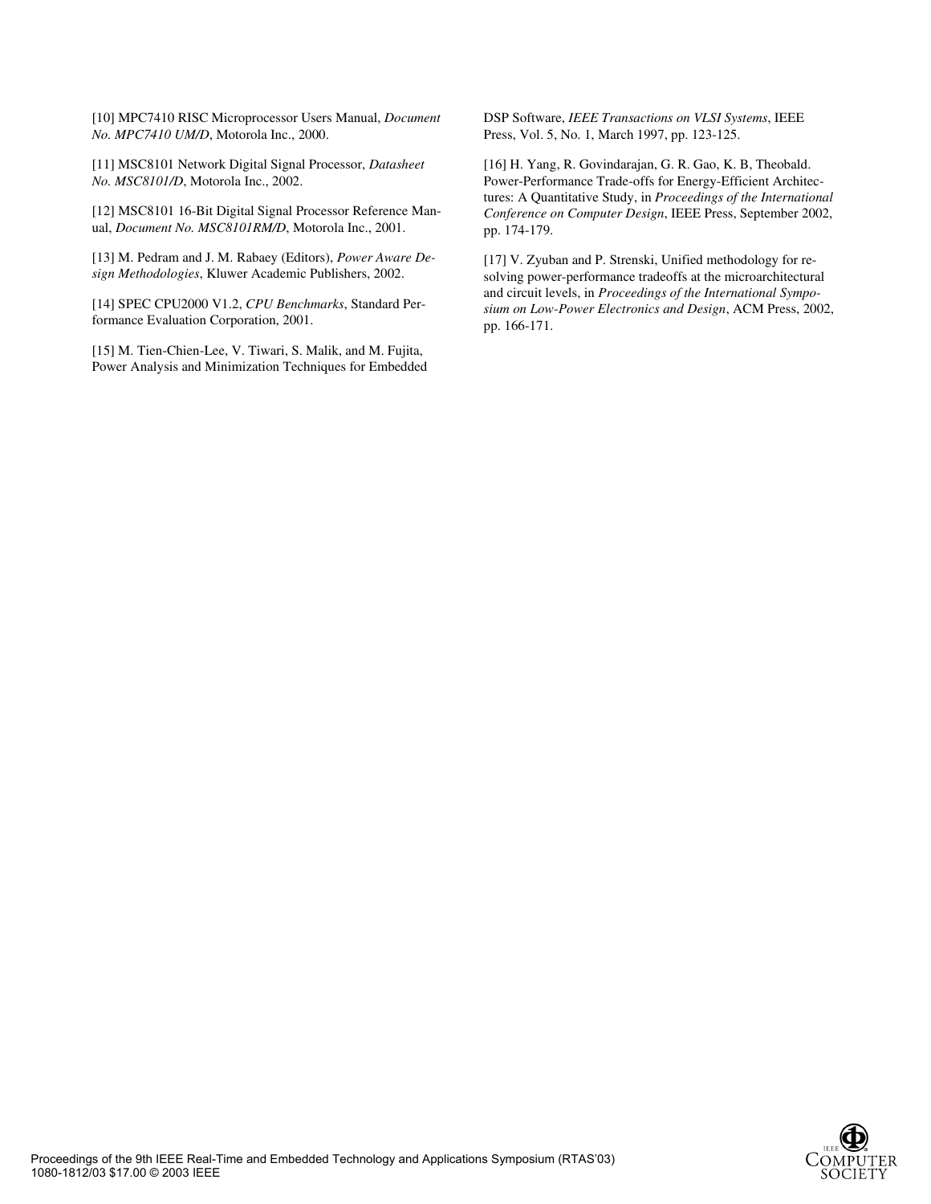[10] MPC7410 RISC Microprocessor Users Manual, *Document No. MPC7410 UM/D*, Motorola Inc., 2000.

[11] MSC8101 Network Digital Signal Processor, *Datasheet No. MSC8101/D*, Motorola Inc., 2002.

[12] MSC8101 16-Bit Digital Signal Processor Reference Manual, *Document No. MSC8101RM/D*, Motorola Inc., 2001.

[13] M. Pedram and J. M. Rabaey (Editors), *Power Aware Design Methodologies*, Kluwer Academic Publishers, 2002.

[14] SPEC CPU2000 V1.2, *CPU Benchmarks*, Standard Performance Evaluation Corporation, 2001.

[15] M. Tien-Chien-Lee, V. Tiwari, S. Malik, and M. Fujita, Power Analysis and Minimization Techniques for Embedded DSP Software, *IEEE Transactions on VLSI Systems*, IEEE Press, Vol. 5, No. 1, March 1997, pp. 123-125.

[16] H. Yang, R. Govindarajan, G. R. Gao, K. B, Theobald. Power-Performance Trade-offs for Energy-Efficient Architectures: A Quantitative Study, in *Proceedings of the International Conference on Computer Design*, IEEE Press, September 2002, pp. 174-179.

[17] V. Zyuban and P. Strenski, Unified methodology for resolving power-performance tradeoffs at the microarchitectural and circuit levels, in *Proceedings of the International Symposium on Low-Power Electronics and Design*, ACM Press, 2002, pp. 166-171.